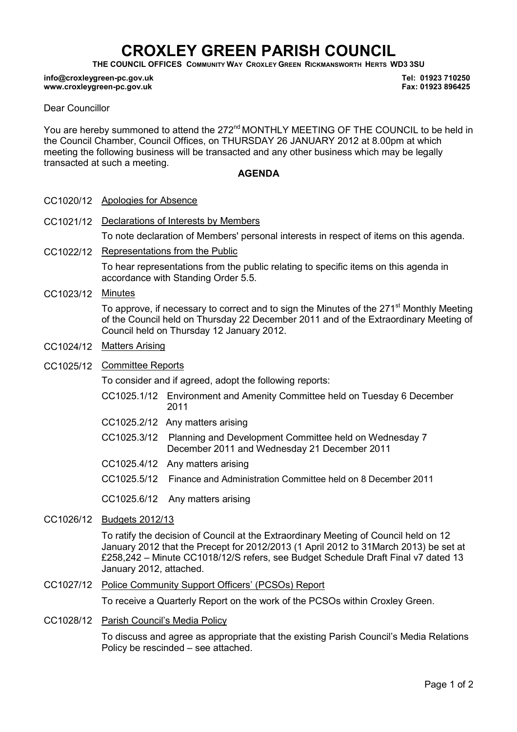# CROXLEY GREEN PARISH COUNCIL

**THE COUNCIL OFFICES COMMUNITY WAY CROXLEY GREEN RICKMANSWORTH HERTS WD3 3SU**

**info@croxleygreen-pc.gov.uk** 
**www.croxleygreen-pc.gov.uk**

**Tel: 01923 710250** 
**Fax: 01923 896425**

Dear Councillor

You are hereby summoned to attend the 272nd MONTHLY MEETING OF THE COUNCIL to be held in the Council Chamber, Council Offices, on THURSDAY 26 JANUARY 2012 at 8.00pm at which meeting the following business will be transacted and any other business which may be legally transacted at such a meeting.

## AGENDA

CC1020/12 Apologies for Absence

CC1021/12 Declarations of Interests by Members

To note declaration of Members' personal interests in respect of items on this agenda.

CC1022/12 Representations from the Public

To hear representations from the public relating to specific items on this agenda in accordance with Standing Order 5.5.

CC1023/12 Minutes

To approve, if necessary to correct and to sign the Minutes of the 271st Monthly Meeting of the Council held on Thursday 22 December 2011 and of the Extraordinary Meeting of Council held on Thursday 12 January 2012.

CC1024/12 Matters Arising

CC1025/12 Committee Reports

To consider and if agreed, adopt the following reports:

- CC1025.1/12 Environment and Amenity Committee held on Tuesday 6 December 2011
- CC1025.2/12 Any matters arising
- CC1025.3/12 Planning and Development Committee held on Wednesday 7 December 2011 and Wednesday 21 December 2011
- CC1025.4/12 Any matters arising
- CC1025.5/12 Finance and Administration Committee held on 8 December 2011
- CC1025.6/12 Any matters arising

CC1026/12 Budgets 2012/13

To ratify the decision of Council at the Extraordinary Meeting of Council held on 12 January 2012 that the Precept for 2012/2013 (1 April 2012 to 31March 2013) be set at £258,242 – Minute CC1018/12/S refers, see Budget Schedule Draft Final v7 dated 13 January 2012, attached.

CC1027/12 Police Community Support Officers' (PCSOs) Report

To receive a Quarterly Report on the work of the PCSOs within Croxley Green.

CC1028/12 Parish Council's Media Policy

To discuss and agree as appropriate that the existing Parish Council's Media Relations Policy be rescinded – see attached.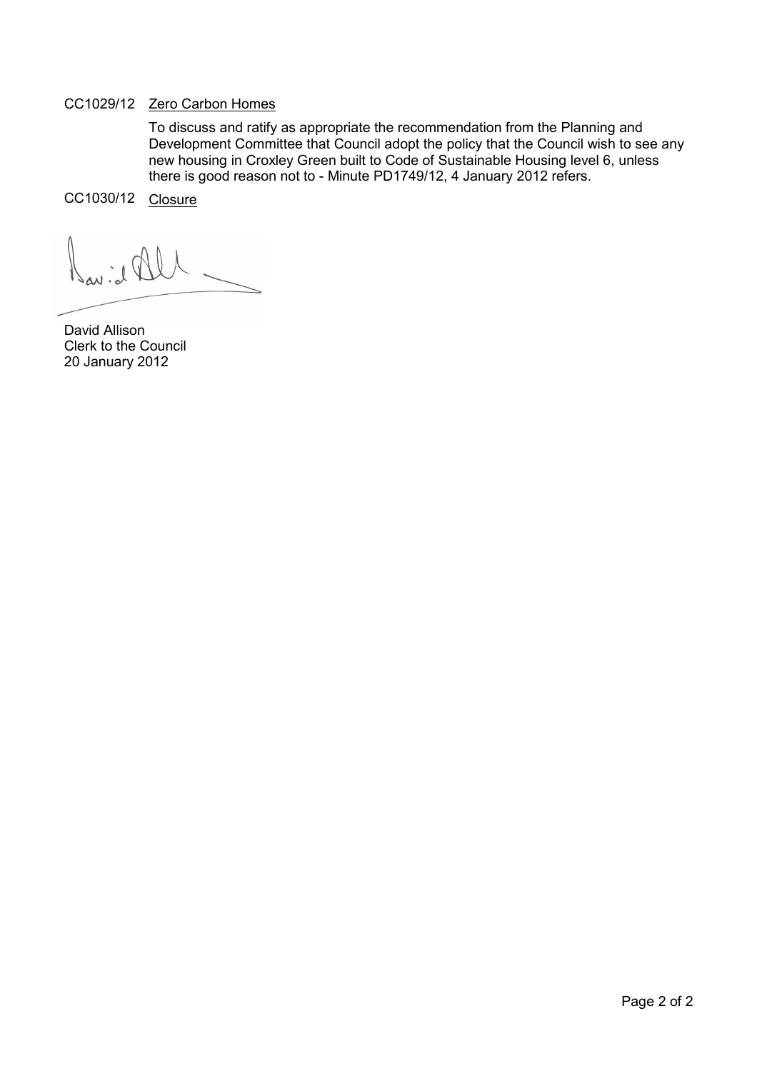CC1029/12 <u>Zero Carbon Homes</u>

To discuss and ratify as appropriate the recommendation from the Planning and Development Committee that Council adopt the policy that the Council wish to see any new housing in Croxley Green built to Code of Sustainable Housing level 6, unless there is good reason not to - Minute PD1749/12, 4 January 2012 refers.

CC1030/12 <u>Closure</u>

David Allison
Clerk to the Council
20 January 2012